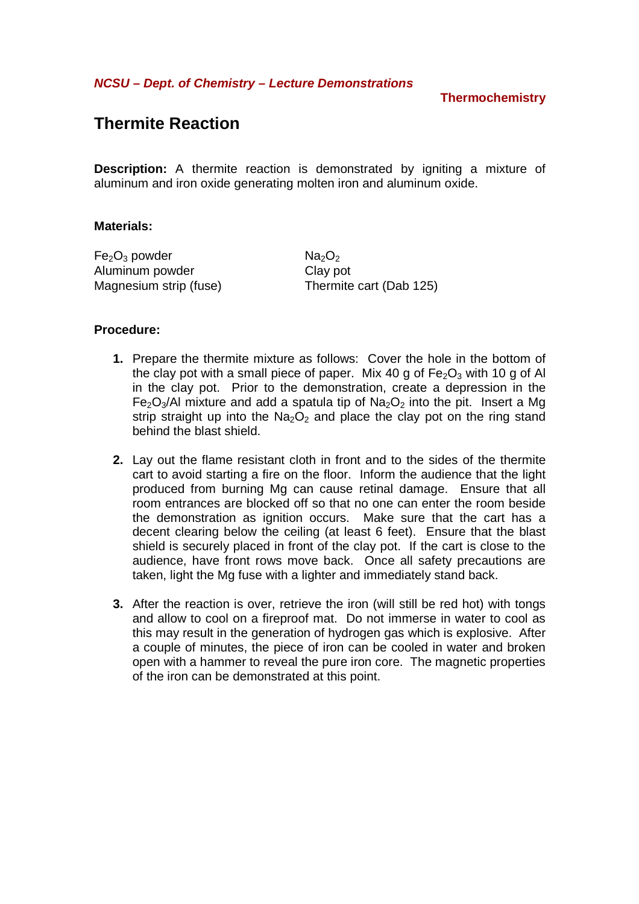*NCSU – Dept. of Chemistry – Lecture Demonstrations*

**Thermochemistry**

# Thermite Reaction

**Description:** A thermite reaction is demonstrated by igniting a mixture of aluminum and iron oxide generating molten iron and aluminum oxide.

**Materials:**

$Fe_2O_3$ powder
Aluminum powder
Magnesium strip (fuse)
$Na_2O_2$
Clay pot
Thermite cart (Dab 125)

**Procedure:**

1. Prepare the thermite mixture as follows: Cover the hole in the bottom of the clay pot with a small piece of paper. Mix 40 g of $Fe_2O_3$ with 10 g of Al in the clay pot. Prior to the demonstration, create a depression in the $Fe_2O_3$/Al mixture and add a spatula tip of $Na_2O_2$ into the pit. Insert a Mg strip straight up into the $Na_2O_2$ and place the clay pot on the ring stand behind the blast shield.

2. Lay out the flame resistant cloth in front and to the sides of the thermite cart to avoid starting a fire on the floor. Inform the audience that the light produced from burning Mg can cause retinal damage. Ensure that all room entrances are blocked off so that no one can enter the room beside the demonstration as ignition occurs. Make sure that the cart has a decent clearing below the ceiling (at least 6 feet). Ensure that the blast shield is securely placed in front of the clay pot. If the cart is close to the audience, have front rows move back. Once all safety precautions are taken, light the Mg fuse with a lighter and immediately stand back.

3. After the reaction is over, retrieve the iron (will still be red hot) with tongs and allow to cool on a fireproof mat. Do not immerse in water to cool as this may result in the generation of hydrogen gas which is explosive. After a couple of minutes, the piece of iron can be cooled in water and broken open with a hammer to reveal the pure iron core. The magnetic properties of the iron can be demonstrated at this point.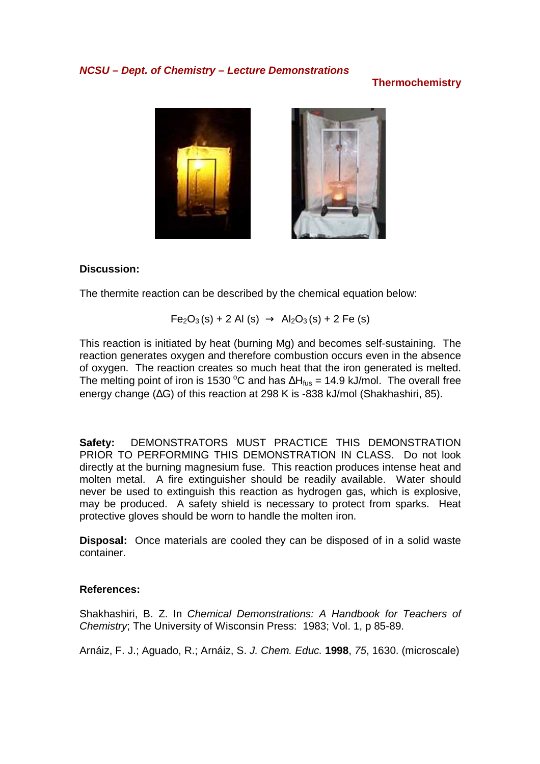## Discussion:

The thermite reaction can be described by the chemical equation below:

$$Fe_2O_3\,(s) + 2\,Al\,(s) \rightarrow Al_2O_3\,(s) + 2\,Fe\,(s)$$

This reaction is initiated by heat (burning Mg) and becomes self-sustaining. The reaction generates oxygen and therefore combustion occurs even in the absence of oxygen. The reaction creates so much heat that the iron generated is melted. The melting point of iron is 1530 $^{o}$C and has $\Delta H_{fus}$ = 14.9 kJ/mol. The overall free energy change ($\Delta G$) of this reaction at 298 K is -838 kJ/mol (Shakhashiri, 85).

**Safety:** DEMONSTRATORS MUST PRACTICE THIS DEMONSTRATION PRIOR TO PERFORMING THIS DEMONSTRATION IN CLASS. Do not look directly at the burning magnesium fuse. This reaction produces intense heat and molten metal. A fire extinguisher should be readily available. Water should never be used to extinguish this reaction as hydrogen gas, which is explosive, may be produced. A safety shield is necessary to protect from sparks. Heat protective gloves should be worn to handle the molten iron.

**Disposal:** Once materials are cooled they can be disposed of in a solid waste container.

## References:

Shakhashiri, B. Z. In *Chemical Demonstrations: A Handbook for Teachers of Chemistry*; The University of Wisconsin Press: 1983; Vol. 1, p 85-89.

Arnáiz, F. J.; Aguado, R.; Arnáiz, S. *J. Chem. Educ.* **1998**, *75*, 1630. (microscale)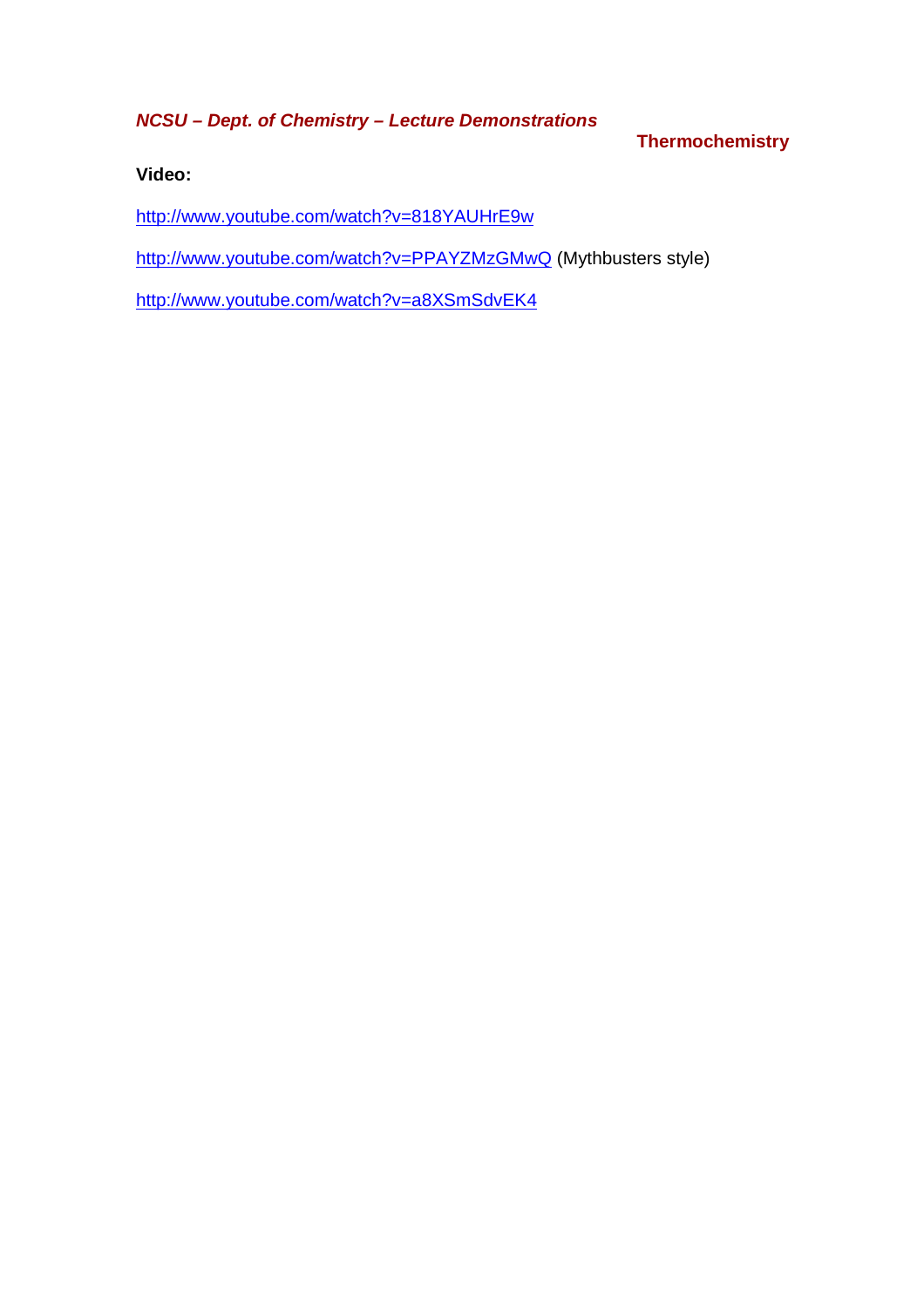*NCSU – Dept. of Chemistry – Lecture Demonstrations*

**Thermochemistry**

**Video:**

http://www.youtube.com/watch?v=818YAUHrE9w

http://www.youtube.com/watch?v=PPAYZMzGMwQ (Mythbusters style)

http://www.youtube.com/watch?v=a8XSmSdvEK4